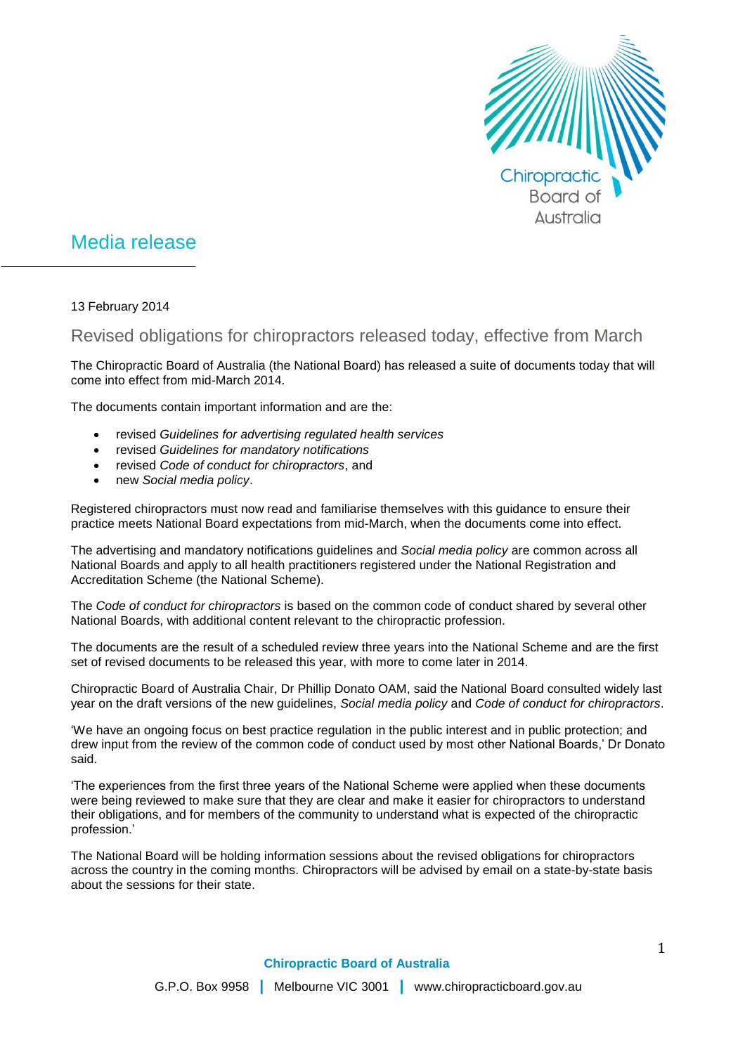Chiropractic Board of Australia

# Media release

13 February 2014

## Revised obligations for chiropractors released today, effective from March

The Chiropractic Board of Australia (the National Board) has released a suite of documents today that will come into effect from mid-March 2014.

The documents contain important information and are the:

- revised *Guidelines for advertising regulated health services*
- revised *Guidelines for mandatory notifications*
- revised *Code of conduct for chiropractors*, and
- new *Social media policy*.

Registered chiropractors must now read and familiarise themselves with this guidance to ensure their practice meets National Board expectations from mid-March, when the documents come into effect.

The advertising and mandatory notifications guidelines and *Social media policy* are common across all National Boards and apply to all health practitioners registered under the National Registration and Accreditation Scheme (the National Scheme).

The *Code of conduct for chiropractors* is based on the common code of conduct shared by several other National Boards, with additional content relevant to the chiropractic profession.

The documents are the result of a scheduled review three years into the National Scheme and are the first set of revised documents to be released this year, with more to come later in 2014.

Chiropractic Board of Australia Chair, Dr Phillip Donato OAM, said the National Board consulted widely last year on the draft versions of the new guidelines, *Social media policy* and *Code of conduct for chiropractors*.

'We have an ongoing focus on best practice regulation in the public interest and in public protection; and drew input from the review of the common code of conduct used by most other National Boards,' Dr Donato said.

'The experiences from the first three years of the National Scheme were applied when these documents were being reviewed to make sure that they are clear and make it easier for chiropractors to understand their obligations, and for members of the community to understand what is expected of the chiropractic profession.'

The National Board will be holding information sessions about the revised obligations for chiropractors across the country in the coming months. Chiropractors will be advised by email on a state-by-state basis about the sessions for their state.

**Chiropractic Board of Australia**

G.P.O. Box 9958 | Melbourne VIC 3001 | www.chiropracticboard.gov.au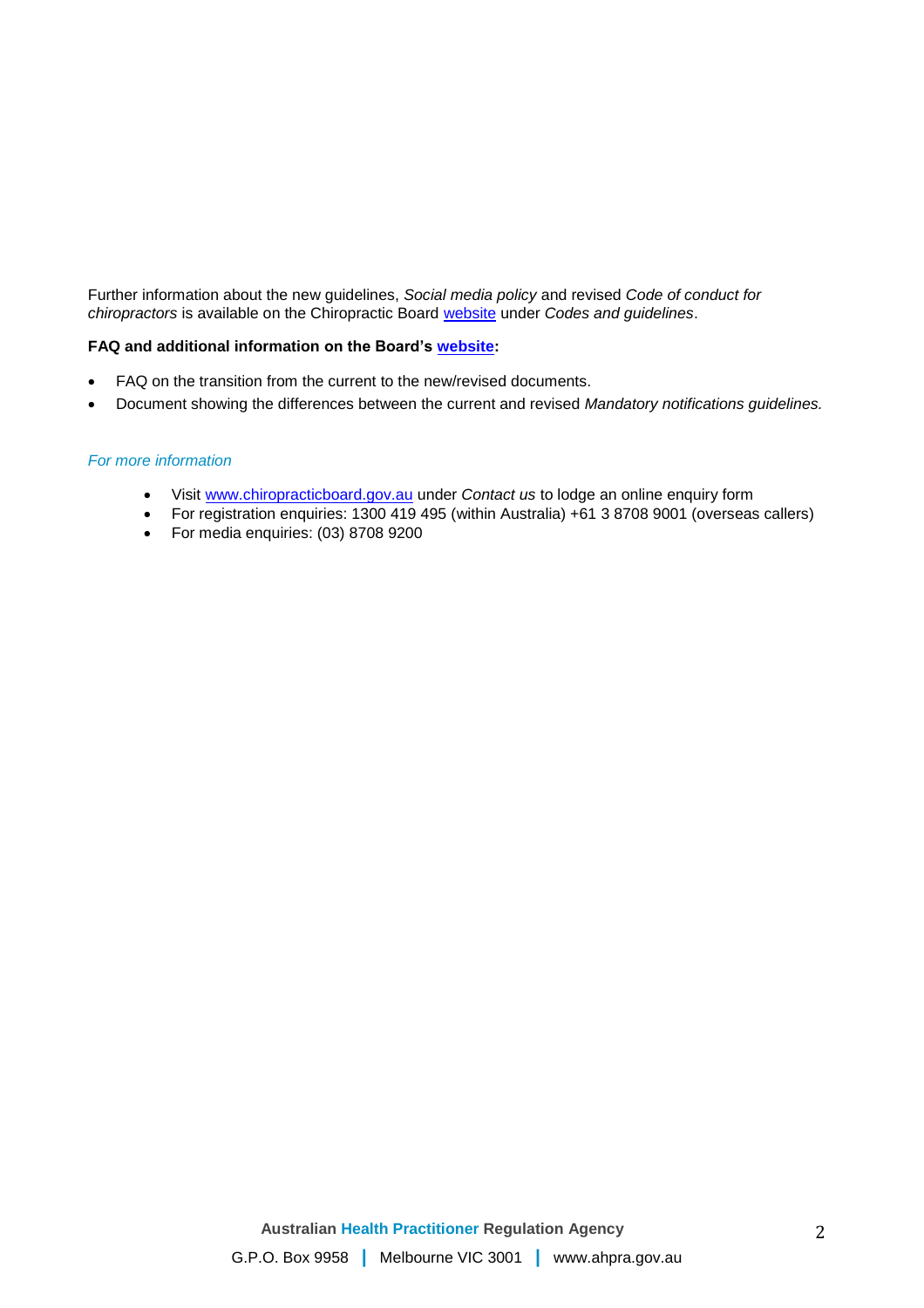Further information about the new guidelines, *Social media policy* and revised *Code of conduct for chiropractors* is available on the Chiropractic Board website under *Codes and guidelines*.

**FAQ and additional information on the Board's website:**

- FAQ on the transition from the current to the new/revised documents.
- Document showing the differences between the current and revised *Mandatory notifications guidelines.*

*For more information*

- Visit www.chiropracticboard.gov.au under *Contact us* to lodge an online enquiry form
- For registration enquiries: 1300 419 495 (within Australia) +61 3 8708 9001 (overseas callers)
- For media enquiries: (03) 8708 9200